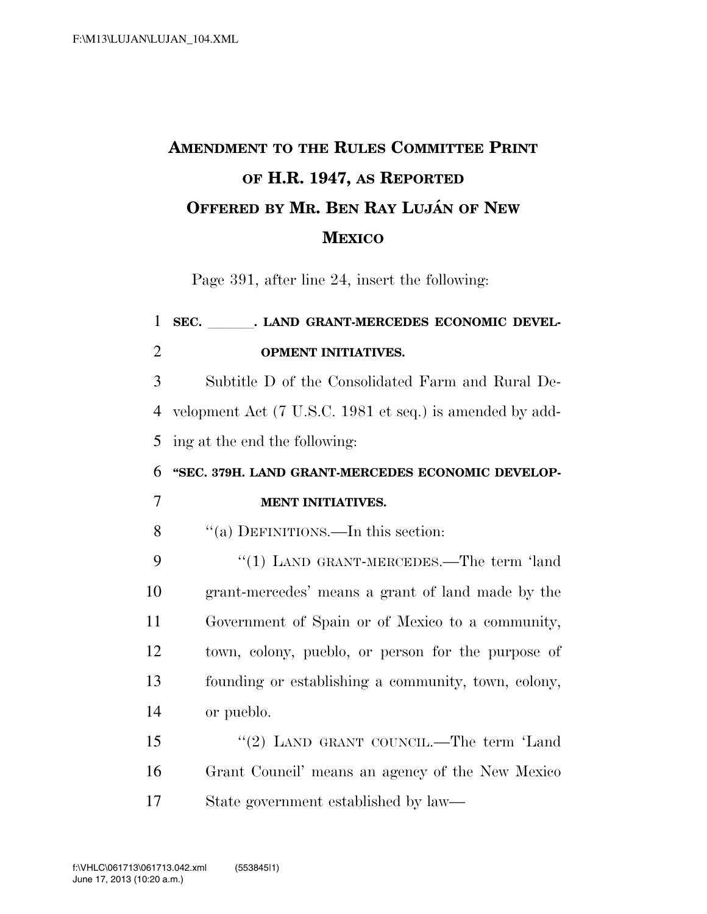# AMENDMENT TO THE RULES COMMITTEE PRINT OF H.R. 1947, AS REPORTED OFFERED BY MR. BEN RAY LUJÁN OF NEW MEXICO

Page 391, after line 24, insert the following:

**SEC. \_\_\_\_\_\_. LAND GRANT-MERCEDES ECONOMIC DEVELOPMENT INITIATIVES.**

Subtitle D of the Consolidated Farm and Rural Development Act (7 U.S.C. 1981 et seq.) is amended by adding at the end the following:

**"SEC. 379H. LAND GRANT-MERCEDES ECONOMIC DEVELOPMENT INITIATIVES.**

"(a) DEFINITIONS.—In this section:

"(1) LAND GRANT-MERCEDES.—The term 'land grant-mercedes' means a grant of land made by the Government of Spain or of Mexico to a community, town, colony, pueblo, or person for the purpose of founding or establishing a community, town, colony, or pueblo.

"(2) LAND GRANT COUNCIL.—The term 'Land Grant Council' means an agency of the New Mexico State government established by law—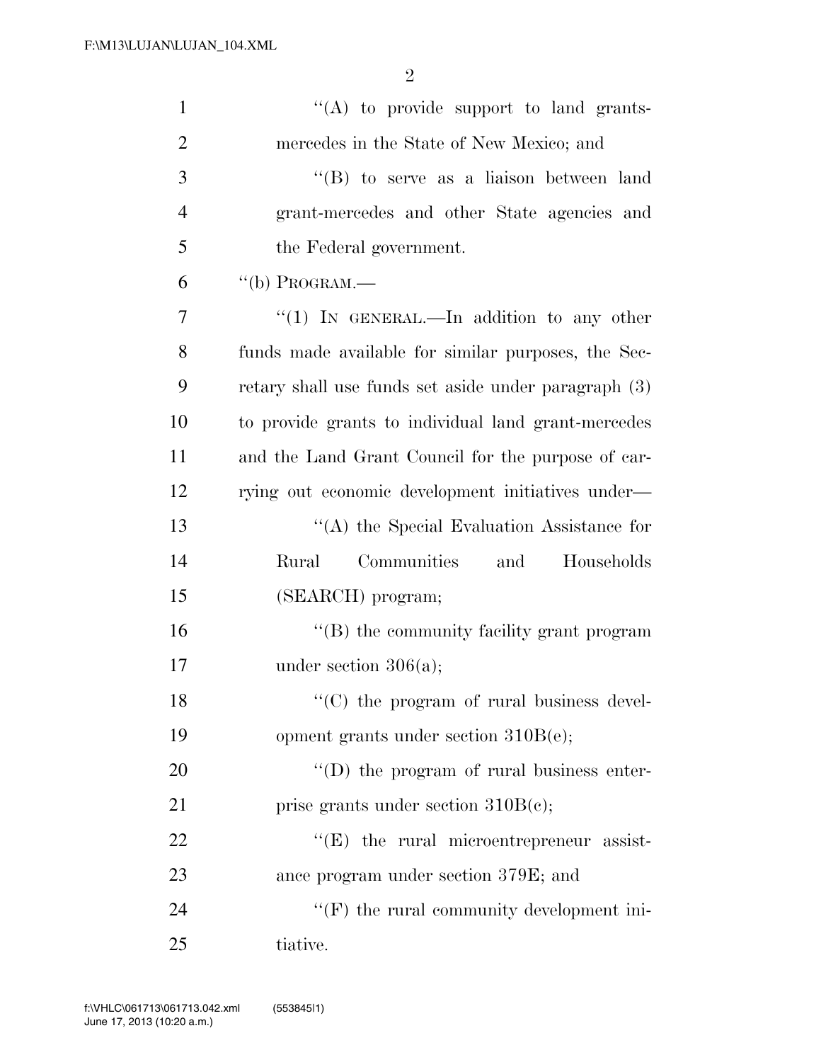"(A) to provide support to land grants-mercedes in the State of New Mexico; and

"(B) to serve as a liaison between land grant-mercedes and other State agencies and the Federal government.

"(b) PROGRAM.—

"(1) IN GENERAL.—In addition to any other funds made available for similar purposes, the Secretary shall use funds set aside under paragraph (3) to provide grants to individual land grant-mercedes and the Land Grant Council for the purpose of carrying out economic development initiatives under—

"(A) the Special Evaluation Assistance for Rural Communities and Households (SEARCH) program;

"(B) the community facility grant program under section 306(a);

"(C) the program of rural business development grants under section 310B(e);

"(D) the program of rural business enterprise grants under section 310B(c);

"(E) the rural microentrepreneur assistance program under section 379E; and

"(F) the rural community development initiative.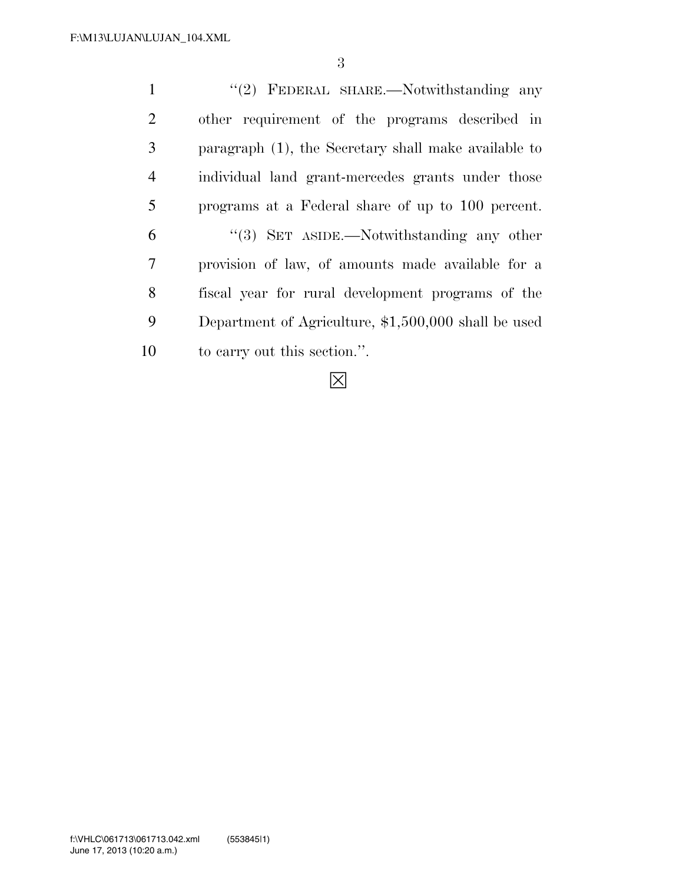''(2) FEDERAL SHARE.—Notwithstanding any other requirement of the programs described in paragraph (1), the Secretary shall make available to individual land grant-mercedes grants under those programs at a Federal share of up to 100 percent.

''(3) SET ASIDE.—Notwithstanding any other provision of law, of amounts made available for a fiscal year for rural development programs of the Department of Agriculture, $1,500,000 shall be used to carry out this section.''.